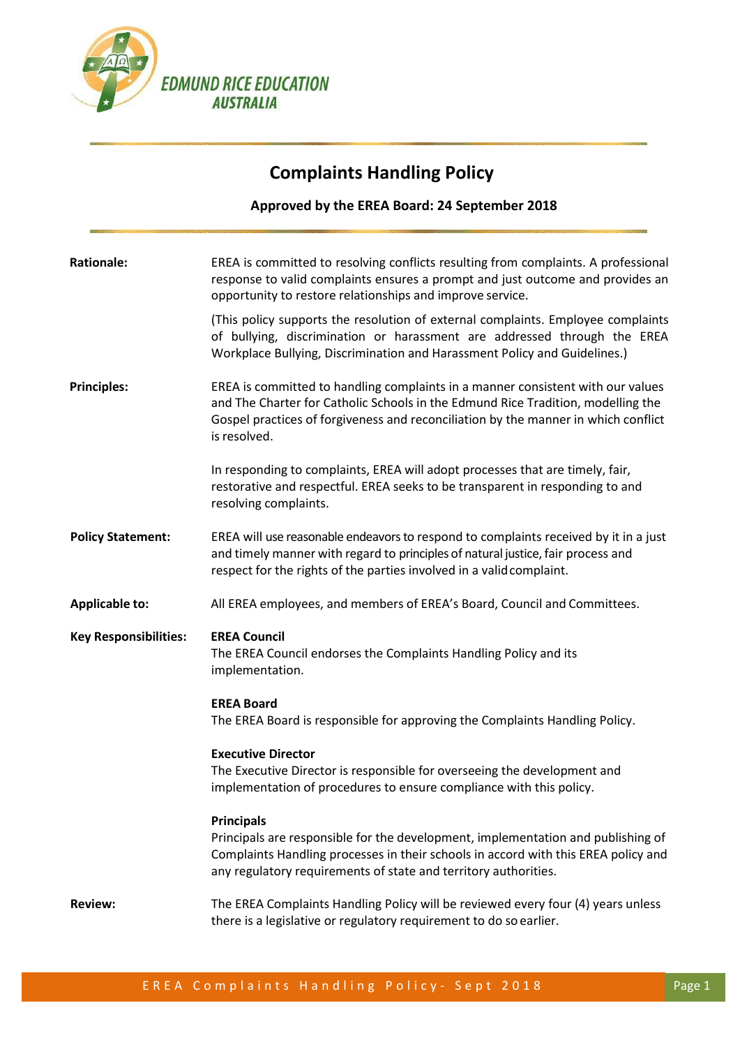EDMUND RICE EDUCATION AUSTRALIA

# Complaints Handling Policy

**Approved by the EREA Board: 24 September 2018**

**Rationale:**

EREA is committed to resolving conflicts resulting from complaints. A professional response to valid complaints ensures a prompt and just outcome and provides an opportunity to restore relationships and improve service.

(This policy supports the resolution of external complaints. Employee complaints of bullying, discrimination or harassment are addressed through the EREA Workplace Bullying, Discrimination and Harassment Policy and Guidelines.)

**Principles:**

EREA is committed to handling complaints in a manner consistent with our values and The Charter for Catholic Schools in the Edmund Rice Tradition, modelling the Gospel practices of forgiveness and reconciliation by the manner in which conflict is resolved.

In responding to complaints, EREA will adopt processes that are timely, fair, restorative and respectful. EREA seeks to be transparent in responding to and resolving complaints.

**Policy Statement:**

EREA will use reasonable endeavors to respond to complaints received by it in a just and timely manner with regard to principles of natural justice, fair process and respect for the rights of the parties involved in a valid complaint.

**Applicable to:**

All EREA employees, and members of EREA's Board, Council and Committees.

**Key Responsibilities:**

**EREA Council**
The EREA Council endorses the Complaints Handling Policy and its implementation.

**EREA Board**
The EREA Board is responsible for approving the Complaints Handling Policy.

**Executive Director**
The Executive Director is responsible for overseeing the development and implementation of procedures to ensure compliance with this policy.

**Principals**
Principals are responsible for the development, implementation and publishing of Complaints Handling processes in their schools in accord with this EREA policy and any regulatory requirements of state and territory authorities.

**Review:**

The EREA Complaints Handling Policy will be reviewed every four (4) years unless there is a legislative or regulatory requirement to do so earlier.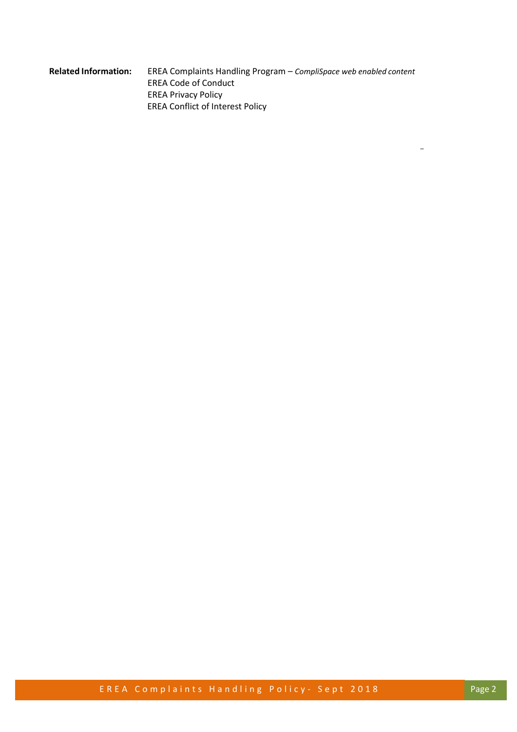**Related Information:** EREA Complaints Handling Program – *CompliSpace web enabled content*
EREA Code of Conduct
EREA Privacy Policy
EREA Conflict of Interest Policy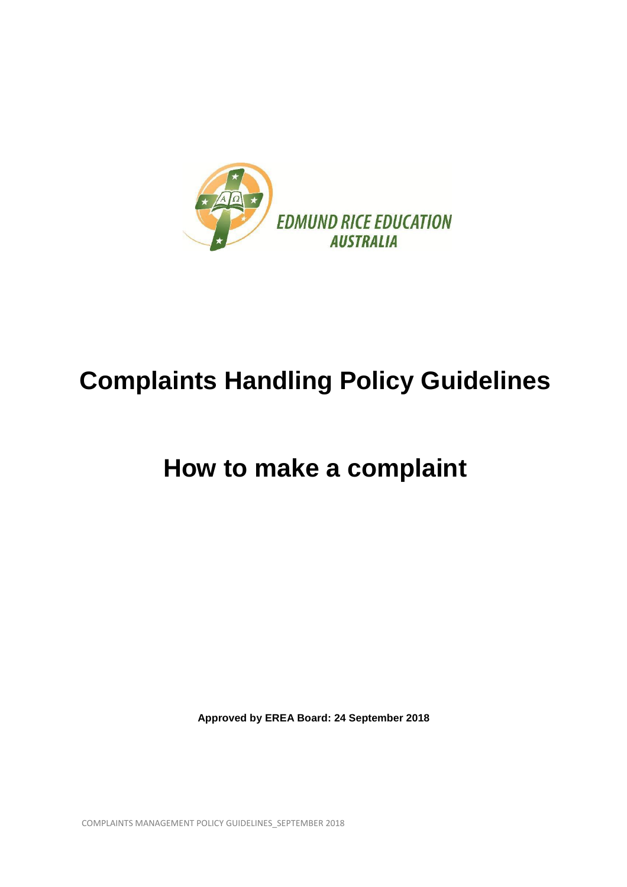# Complaints Handling Policy Guidelines

# How to make a complaint

**Approved by EREA Board: 24 September 2018**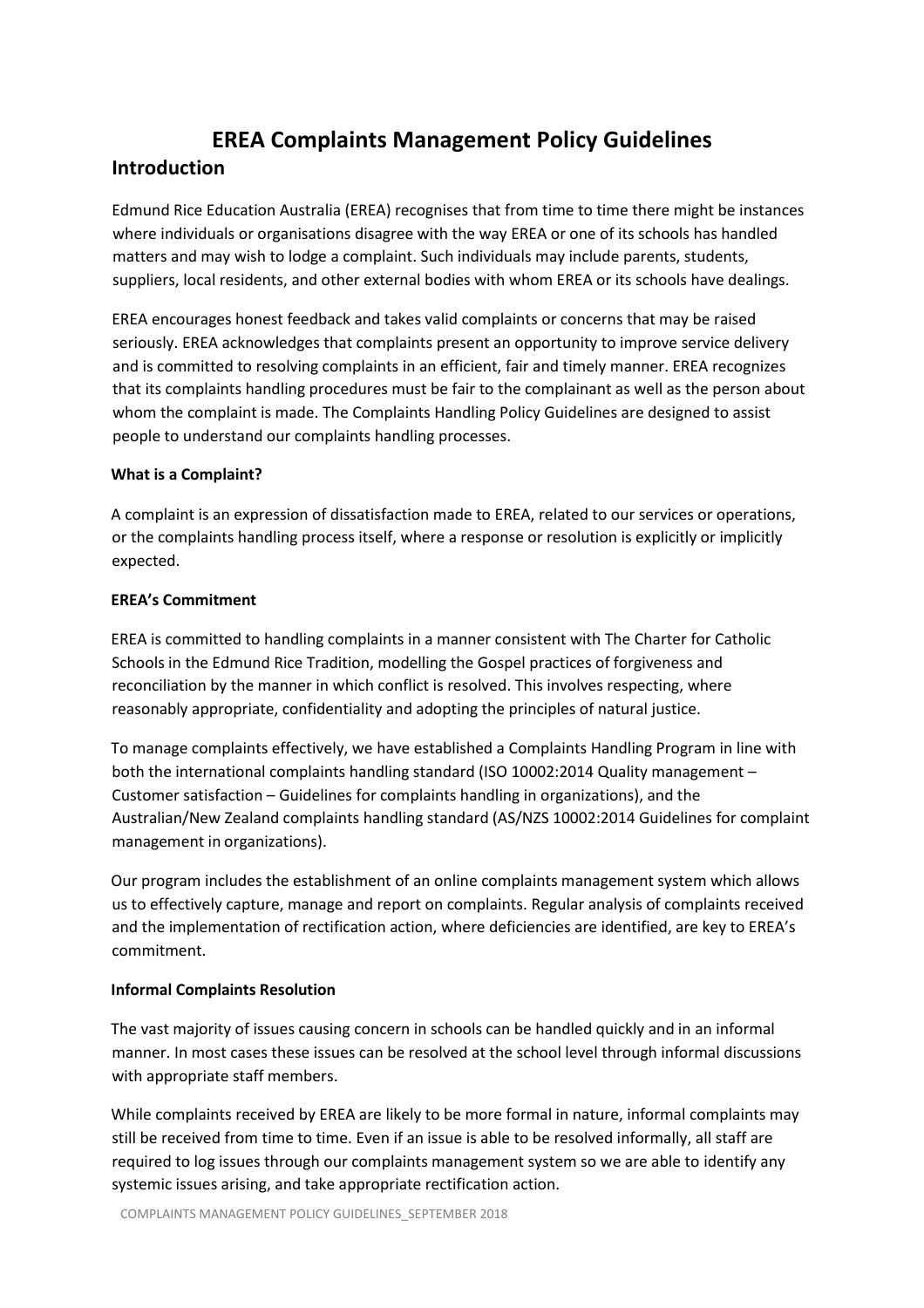# EREA Complaints Management Policy Guidelines

## Introduction

Edmund Rice Education Australia (EREA) recognises that from time to time there might be instances where individuals or organisations disagree with the way EREA or one of its schools has handled matters and may wish to lodge a complaint. Such individuals may include parents, students, suppliers, local residents, and other external bodies with whom EREA or its schools have dealings.

EREA encourages honest feedback and takes valid complaints or concerns that may be raised seriously. EREA acknowledges that complaints present an opportunity to improve service delivery and is committed to resolving complaints in an efficient, fair and timely manner. EREA recognizes that its complaints handling procedures must be fair to the complainant as well as the person about whom the complaint is made. The Complaints Handling Policy Guidelines are designed to assist people to understand our complaints handling processes.

**What is a Complaint?**

A complaint is an expression of dissatisfaction made to EREA, related to our services or operations, or the complaints handling process itself, where a response or resolution is explicitly or implicitly expected.

**EREA's Commitment**

EREA is committed to handling complaints in a manner consistent with The Charter for Catholic Schools in the Edmund Rice Tradition, modelling the Gospel practices of forgiveness and reconciliation by the manner in which conflict is resolved. This involves respecting, where reasonably appropriate, confidentiality and adopting the principles of natural justice.

To manage complaints effectively, we have established a Complaints Handling Program in line with both the international complaints handling standard (ISO 10002:2014 Quality management – Customer satisfaction – Guidelines for complaints handling in organizations), and the Australian/New Zealand complaints handling standard (AS/NZS 10002:2014 Guidelines for complaint management in organizations).

Our program includes the establishment of an online complaints management system which allows us to effectively capture, manage and report on complaints. Regular analysis of complaints received and the implementation of rectification action, where deficiencies are identified, are key to EREA's commitment.

**Informal Complaints Resolution**

The vast majority of issues causing concern in schools can be handled quickly and in an informal manner. In most cases these issues can be resolved at the school level through informal discussions with appropriate staff members.

While complaints received by EREA are likely to be more formal in nature, informal complaints may still be received from time to time. Even if an issue is able to be resolved informally, all staff are required to log issues through our complaints management system so we are able to identify any systemic issues arising, and take appropriate rectification action.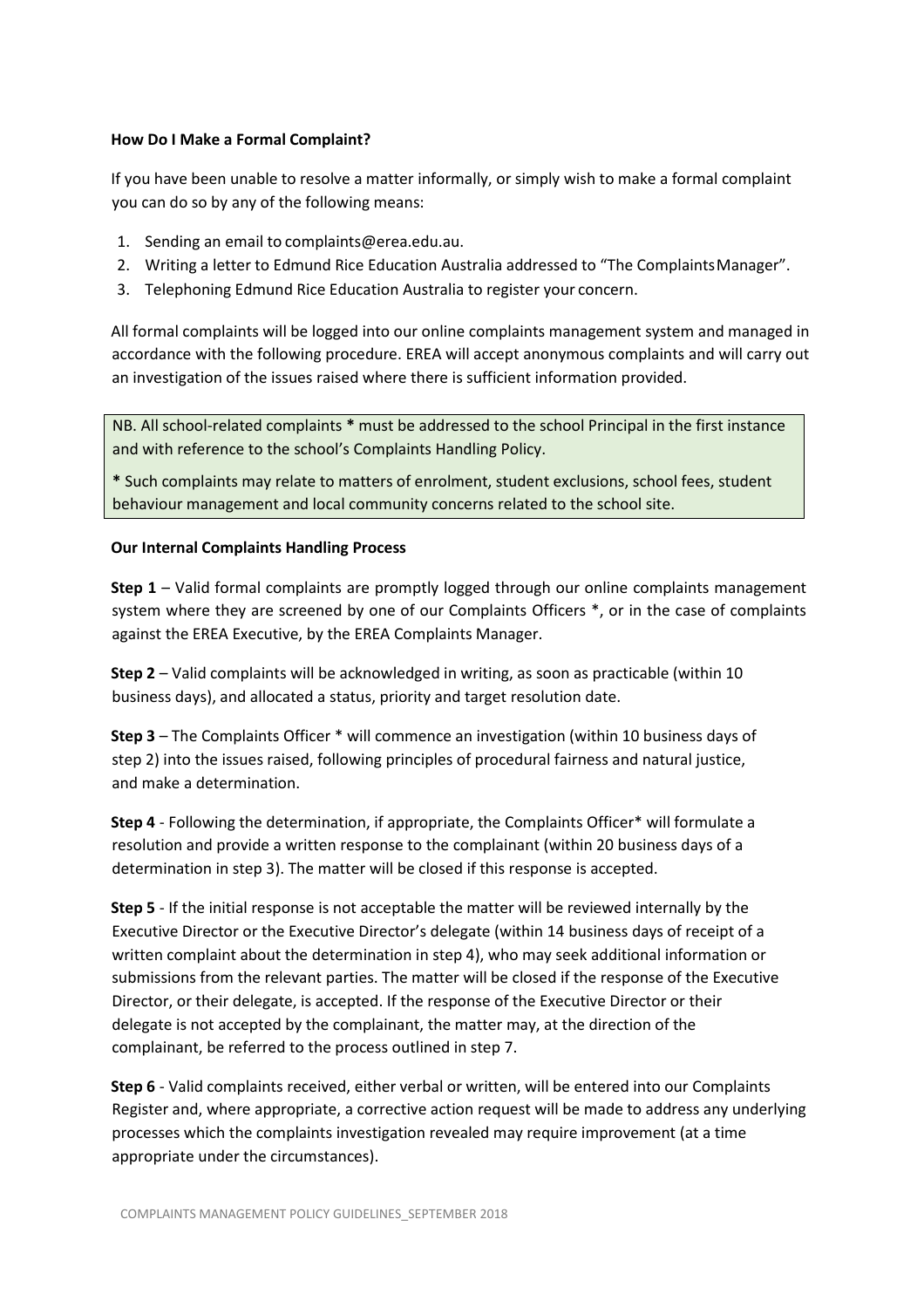**How Do I Make a Formal Complaint?**

If you have been unable to resolve a matter informally, or simply wish to make a formal complaint you can do so by any of the following means:

1. Sending an email to complaints@erea.edu.au.
2. Writing a letter to Edmund Rice Education Australia addressed to "The Complaints Manager".
3. Telephoning Edmund Rice Education Australia to register your concern.

All formal complaints will be logged into our online complaints management system and managed in accordance with the following procedure. EREA will accept anonymous complaints and will carry out an investigation of the issues raised where there is sufficient information provided.

> NB. All school-related complaints **\*** must be addressed to the school Principal in the first instance and with reference to the school's Complaints Handling Policy.
>
> **\*** Such complaints may relate to matters of enrolment, student exclusions, school fees, student behaviour management and local community concerns related to the school site.

**Our Internal Complaints Handling Process**

**Step 1** – Valid formal complaints are promptly logged through our online complaints management system where they are screened by one of our Complaints Officers *, or in the case of complaints against the EREA Executive, by the EREA Complaints Manager.

**Step 2** – Valid complaints will be acknowledged in writing, as soon as practicable (within 10 business days), and allocated a status, priority and target resolution date.

**Step 3** – The Complaints Officer * will commence an investigation (within 10 business days of step 2) into the issues raised, following principles of procedural fairness and natural justice, and make a determination.

**Step 4** - Following the determination, if appropriate, the Complaints Officer* will formulate a resolution and provide a written response to the complainant (within 20 business days of a determination in step 3). The matter will be closed if this response is accepted.

**Step 5** - If the initial response is not acceptable the matter will be reviewed internally by the Executive Director or the Executive Director's delegate (within 14 business days of receipt of a written complaint about the determination in step 4), who may seek additional information or submissions from the relevant parties. The matter will be closed if the response of the Executive Director, or their delegate, is accepted. If the response of the Executive Director or their delegate is not accepted by the complainant, the matter may, at the direction of the complainant, be referred to the process outlined in step 7.

**Step 6** - Valid complaints received, either verbal or written, will be entered into our Complaints Register and, where appropriate, a corrective action request will be made to address any underlying processes which the complaints investigation revealed may require improvement (at a time appropriate under the circumstances).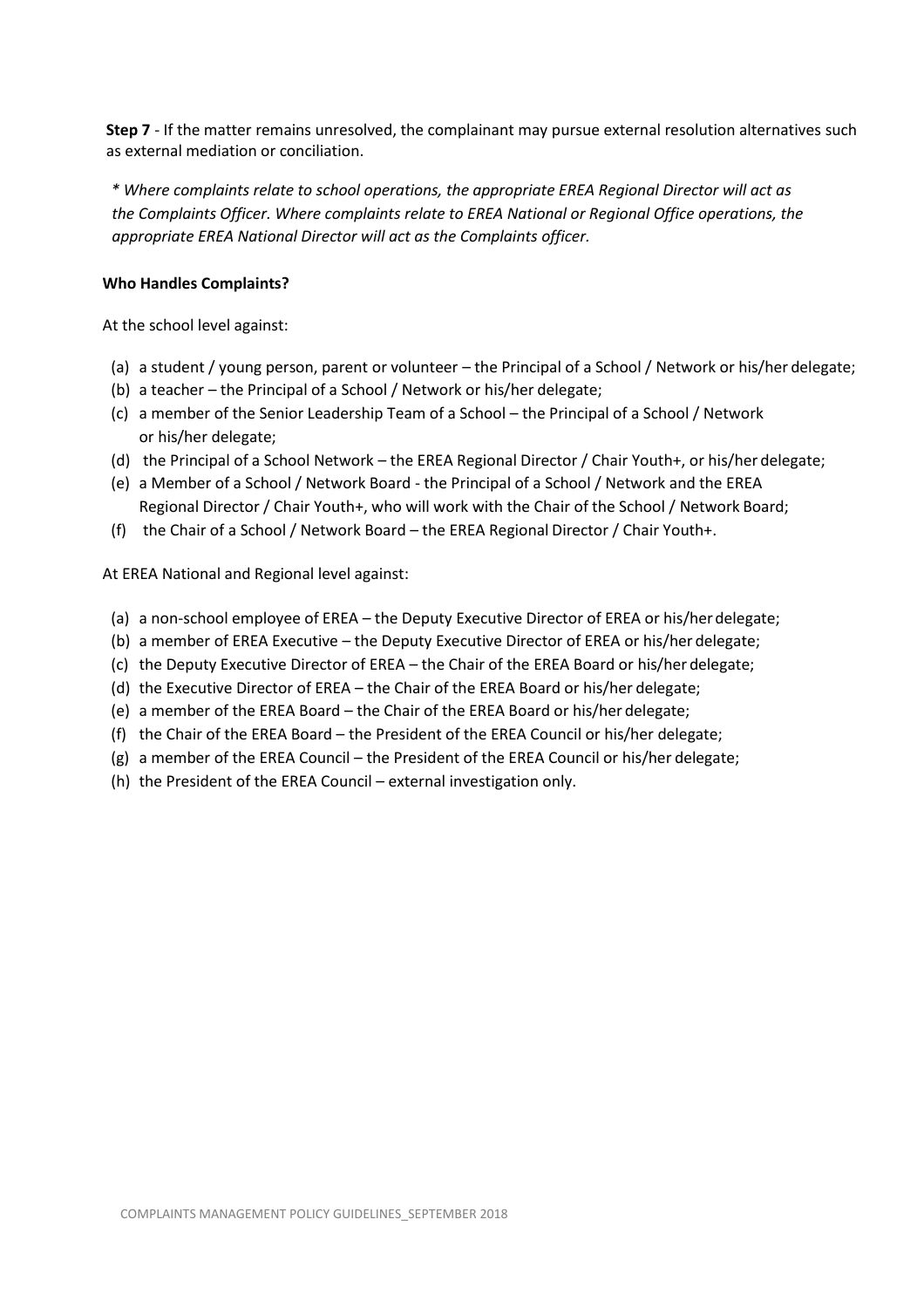**Step 7** - If the matter remains unresolved, the complainant may pursue external resolution alternatives such as external mediation or conciliation.

*\* Where complaints relate to school operations, the appropriate EREA Regional Director will act as the Complaints Officer. Where complaints relate to EREA National or Regional Office operations, the appropriate EREA National Director will act as the Complaints officer.*

**Who Handles Complaints?**

At the school level against:

(a) a student / young person, parent or volunteer – the Principal of a School / Network or his/her delegate;
(b) a teacher – the Principal of a School / Network or his/her delegate;
(c) a member of the Senior Leadership Team of a School – the Principal of a School / Network or his/her delegate;
(d) the Principal of a School Network – the EREA Regional Director / Chair Youth+, or his/her delegate;
(e) a Member of a School / Network Board - the Principal of a School / Network and the EREA Regional Director / Chair Youth+, who will work with the Chair of the School / Network Board;
(f) the Chair of a School / Network Board – the EREA Regional Director / Chair Youth+.

At EREA National and Regional level against:

(a) a non-school employee of EREA – the Deputy Executive Director of EREA or his/her delegate;
(b) a member of EREA Executive – the Deputy Executive Director of EREA or his/her delegate;
(c) the Deputy Executive Director of EREA – the Chair of the EREA Board or his/her delegate;
(d) the Executive Director of EREA – the Chair of the EREA Board or his/her delegate;
(e) a member of the EREA Board – the Chair of the EREA Board or his/her delegate;
(f) the Chair of the EREA Board – the President of the EREA Council or his/her delegate;
(g) a member of the EREA Council – the President of the EREA Council or his/her delegate;
(h) the President of the EREA Council – external investigation only.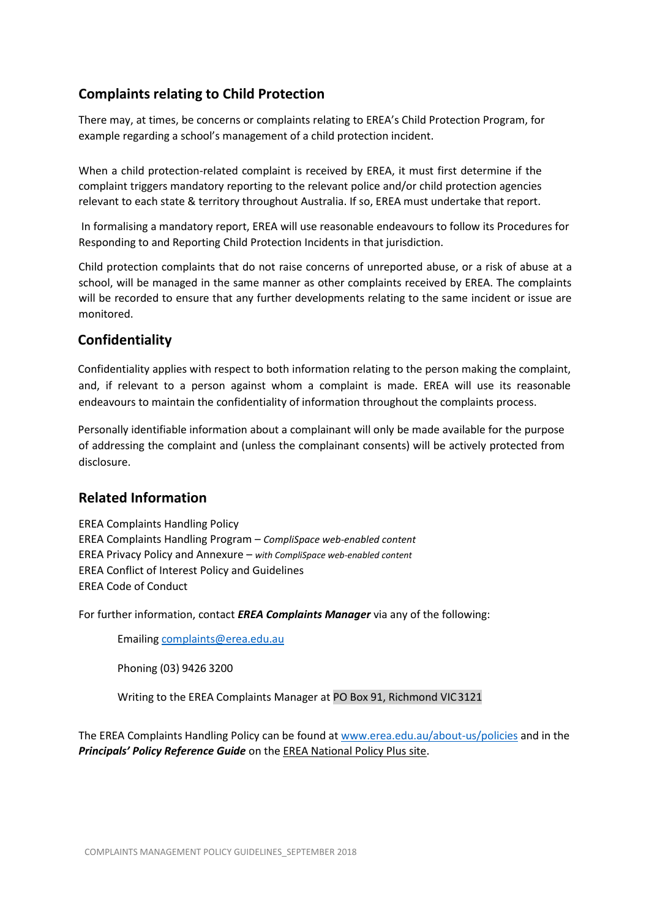## Complaints relating to Child Protection

There may, at times, be concerns or complaints relating to EREA's Child Protection Program, for example regarding a school's management of a child protection incident.

When a child protection-related complaint is received by EREA, it must first determine if the complaint triggers mandatory reporting to the relevant police and/or child protection agencies relevant to each state & territory throughout Australia. If so, EREA must undertake that report.

In formalising a mandatory report, EREA will use reasonable endeavours to follow its Procedures for Responding to and Reporting Child Protection Incidents in that jurisdiction.

Child protection complaints that do not raise concerns of unreported abuse, or a risk of abuse at a school, will be managed in the same manner as other complaints received by EREA. The complaints will be recorded to ensure that any further developments relating to the same incident or issue are monitored.

## Confidentiality

Confidentiality applies with respect to both information relating to the person making the complaint, and, if relevant to a person against whom a complaint is made. EREA will use its reasonable endeavours to maintain the confidentiality of information throughout the complaints process.

Personally identifiable information about a complainant will only be made available for the purpose of addressing the complaint and (unless the complainant consents) will be actively protected from disclosure.

## Related Information

EREA Complaints Handling Policy
EREA Complaints Handling Program – *CompliSpace web-enabled content*
EREA Privacy Policy and Annexure – *with CompliSpace web-enabled content*
EREA Conflict of Interest Policy and Guidelines
EREA Code of Conduct

For further information, contact ***EREA Complaints Manager*** via any of the following:

Emailing complaints@erea.edu.au

Phoning (03) 9426 3200

Writing to the EREA Complaints Manager at PO Box 91, Richmond VIC 3121

The EREA Complaints Handling Policy can be found at www.erea.edu.au/about-us/policies and in the ***Principals' Policy Reference Guide*** on the EREA National Policy Plus site.